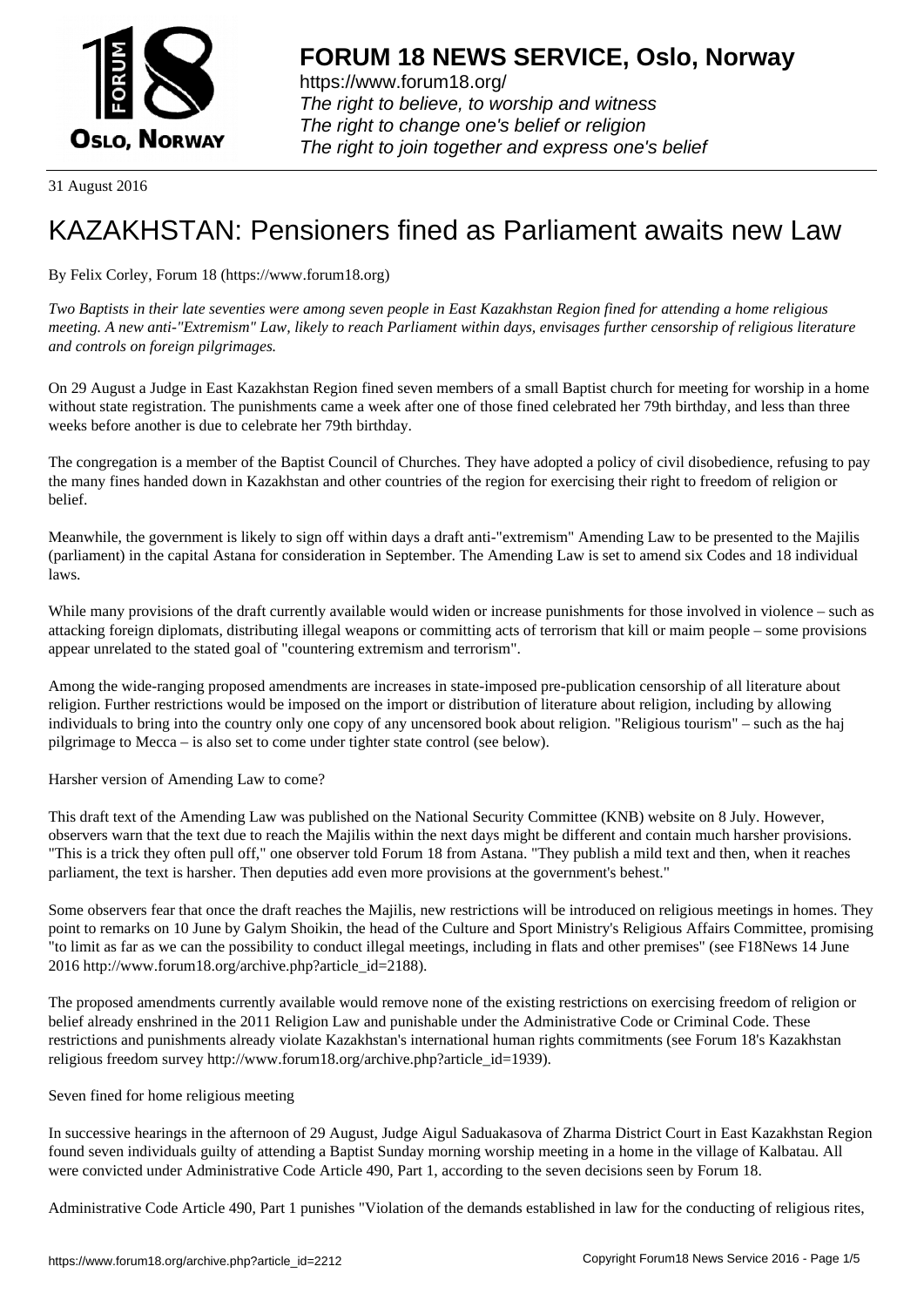# FORUM 18 NEWS SERVICE, Oslo, Norway

https://www.forum18.org/
*The right to believe, to worship and witness*
*The right to change one's belief or religion*
*The right to join together and express one's belief*

31 August 2016

# KAZAKHSTAN: Pensioners fined as Parliament awaits new Law

By Felix Corley, Forum 18 (https://www.forum18.org)

*Two Baptists in their late seventies were among seven people in East Kazakhstan Region fined for attending a home religious meeting. A new anti-"Extremism" Law, likely to reach Parliament within days, envisages further censorship of religious literature and controls on foreign pilgrimages.*

On 29 August a Judge in East Kazakhstan Region fined seven members of a small Baptist church for meeting for worship in a home without state registration. The punishments came a week after one of those fined celebrated her 79th birthday, and less than three weeks before another is due to celebrate her 79th birthday.

The congregation is a member of the Baptist Council of Churches. They have adopted a policy of civil disobedience, refusing to pay the many fines handed down in Kazakhstan and other countries of the region for exercising their right to freedom of religion or belief.

Meanwhile, the government is likely to sign off within days a draft anti-"extremism" Amending Law to be presented to the Majilis (parliament) in the capital Astana for consideration in September. The Amending Law is set to amend six Codes and 18 individual laws.

While many provisions of the draft currently available would widen or increase punishments for those involved in violence – such as attacking foreign diplomats, distributing illegal weapons or committing acts of terrorism that kill or maim people – some provisions appear unrelated to the stated goal of "countering extremism and terrorism".

Among the wide-ranging proposed amendments are increases in state-imposed pre-publication censorship of all literature about religion. Further restrictions would be imposed on the import or distribution of literature about religion, including by allowing individuals to bring into the country only one copy of any uncensored book about religion. "Religious tourism" – such as the haj pilgrimage to Mecca – is also set to come under tighter state control (see below).

Harsher version of Amending Law to come?

This draft text of the Amending Law was published on the National Security Committee (KNB) website on 8 July. However, observers warn that the text due to reach the Majilis within the next days might be different and contain much harsher provisions. "This is a trick they often pull off," one observer told Forum 18 from Astana. "They publish a mild text and then, when it reaches parliament, the text is harsher. Then deputies add even more provisions at the government's behest."

Some observers fear that once the draft reaches the Majilis, new restrictions will be introduced on religious meetings in homes. They point to remarks on 10 June by Galym Shoikin, the head of the Culture and Sport Ministry's Religious Affairs Committee, promising "to limit as far as we can the possibility to conduct illegal meetings, including in flats and other premises" (see F18News 14 June 2016 http://www.forum18.org/archive.php?article_id=2188).

The proposed amendments currently available would remove none of the existing restrictions on exercising freedom of religion or belief already enshrined in the 2011 Religion Law and punishable under the Administrative Code or Criminal Code. These restrictions and punishments already violate Kazakhstan's international human rights commitments (see Forum 18's Kazakhstan religious freedom survey http://www.forum18.org/archive.php?article_id=1939).

Seven fined for home religious meeting

In successive hearings in the afternoon of 29 August, Judge Aigul Saduakasova of Zharma District Court in East Kazakhstan Region found seven individuals guilty of attending a Baptist Sunday morning worship meeting in a home in the village of Kalbatau. All were convicted under Administrative Code Article 490, Part 1, according to the seven decisions seen by Forum 18.

Administrative Code Article 490, Part 1 punishes "Violation of the demands established in law for the conducting of religious rites,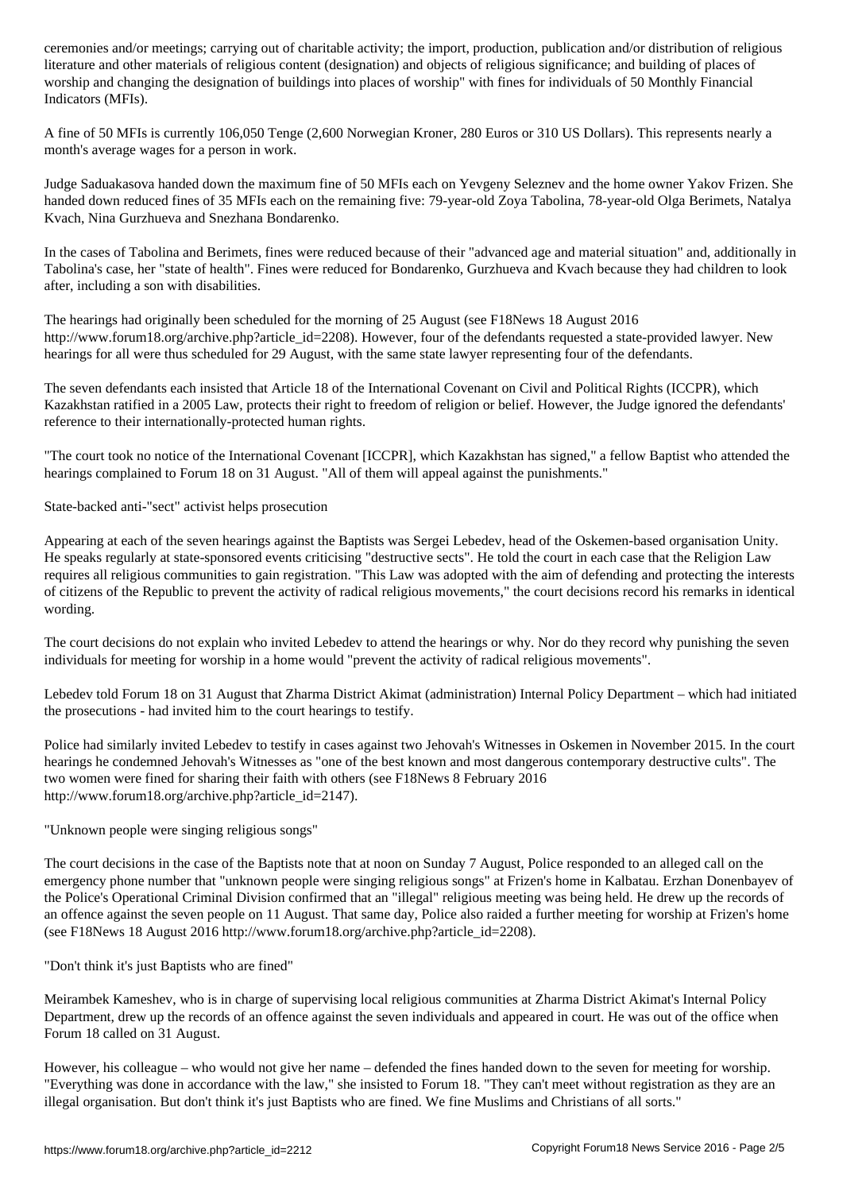ceremonies and/or meetings; carrying out of charitable activity; the import, production, publication and/or distribution of religious literature and other materials of religious content (designation) and objects of religious significance; and building of places of worship and changing the designation of buildings into places of worship" with fines for individuals of 50 Monthly Financial Indicators (MFIs).

A fine of 50 MFIs is currently 106,050 Tenge (2,600 Norwegian Kroner, 280 Euros or 310 US Dollars). This represents nearly a month's average wages for a person in work.

Judge Saduakasova handed down the maximum fine of 50 MFIs each on Yevgeny Seleznev and the home owner Yakov Frizen. She handed down reduced fines of 35 MFIs each on the remaining five: 79-year-old Zoya Tabolina, 78-year-old Olga Berimets, Natalya Kvach, Nina Gurzhueva and Snezhana Bondarenko.

In the cases of Tabolina and Berimets, fines were reduced because of their "advanced age and material situation" and, additionally in Tabolina's case, her "state of health". Fines were reduced for Bondarenko, Gurzhueva and Kvach because they had children to look after, including a son with disabilities.

The hearings had originally been scheduled for the morning of 25 August (see F18News 18 August 2016 http://www.forum18.org/archive.php?article_id=2208). However, four of the defendants requested a state-provided lawyer. New hearings for all were thus scheduled for 29 August, with the same state lawyer representing four of the defendants.

The seven defendants each insisted that Article 18 of the International Covenant on Civil and Political Rights (ICCPR), which Kazakhstan ratified in a 2005 Law, protects their right to freedom of religion or belief. However, the Judge ignored the defendants' reference to their internationally-protected human rights.

"The court took no notice of the International Covenant [ICCPR], which Kazakhstan has signed," a fellow Baptist who attended the hearings complained to Forum 18 on 31 August. "All of them will appeal against the punishments."

## State-backed anti-"sect" activist helps prosecution

Appearing at each of the seven hearings against the Baptists was Sergei Lebedev, head of the Oskemen-based organisation Unity. He speaks regularly at state-sponsored events criticising "destructive sects". He told the court in each case that the Religion Law requires all religious communities to gain registration. "This Law was adopted with the aim of defending and protecting the interests of citizens of the Republic to prevent the activity of radical religious movements," the court decisions record his remarks in identical wording.

The court decisions do not explain who invited Lebedev to attend the hearings or why. Nor do they record why punishing the seven individuals for meeting for worship in a home would "prevent the activity of radical religious movements".

Lebedev told Forum 18 on 31 August that Zharma District Akimat (administration) Internal Policy Department – which had initiated the prosecutions - had invited him to the court hearings to testify.

Police had similarly invited Lebedev to testify in cases against two Jehovah's Witnesses in Oskemen in November 2015. In the court hearings he condemned Jehovah's Witnesses as "one of the best known and most dangerous contemporary destructive cults". The two women were fined for sharing their faith with others (see F18News 8 February 2016 http://www.forum18.org/archive.php?article_id=2147).

## "Unknown people were singing religious songs"

The court decisions in the case of the Baptists note that at noon on Sunday 7 August, Police responded to an alleged call on the emergency phone number that "unknown people were singing religious songs" at Frizen's home in Kalbatau. Erzhan Donenbayev of the Police's Operational Criminal Division confirmed that an "illegal" religious meeting was being held. He drew up the records of an offence against the seven people on 11 August. That same day, Police also raided a further meeting for worship at Frizen's home (see F18News 18 August 2016 http://www.forum18.org/archive.php?article_id=2208).

## "Don't think it's just Baptists who are fined"

Meirambek Kameshev, who is in charge of supervising local religious communities at Zharma District Akimat's Internal Policy Department, drew up the records of an offence against the seven individuals and appeared in court. He was out of the office when Forum 18 called on 31 August.

However, his colleague – who would not give her name – defended the fines handed down to the seven for meeting for worship. "Everything was done in accordance with the law," she insisted to Forum 18. "They can't meet without registration as they are an illegal organisation. But don't think it's just Baptists who are fined. We fine Muslims and Christians of all sorts."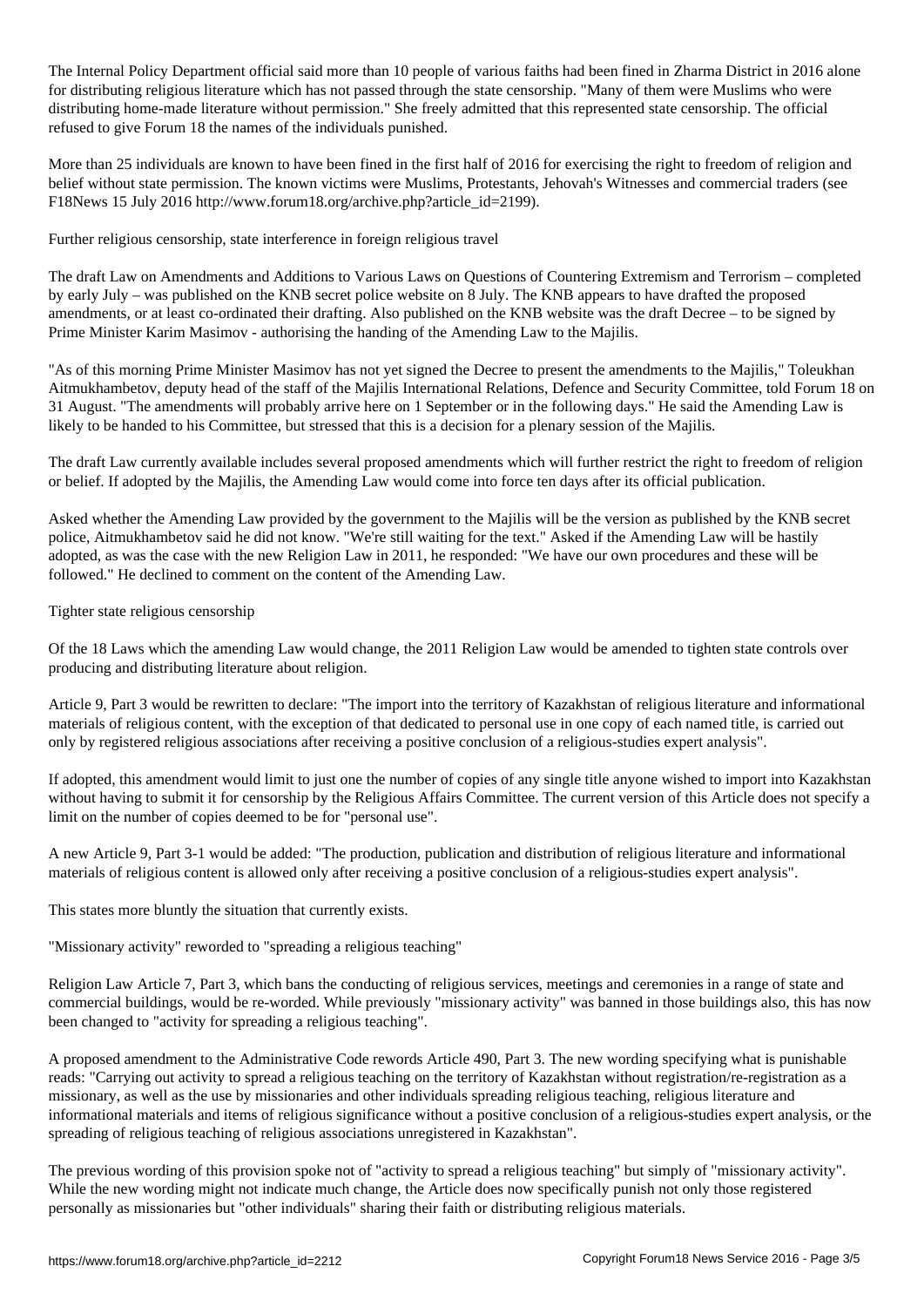The Internal Policy Department official said more than 10 people of various faiths had been fined in Zharma District in 2016 alone for distributing religious literature which has not passed through the state censorship. "Many of them were Muslims who were distributing home-made literature without permission." She freely admitted that this represented state censorship. The official refused to give Forum 18 the names of the individuals punished.

More than 25 individuals are known to have been fined in the first half of 2016 for exercising the right to freedom of religion and belief without state permission. The known victims were Muslims, Protestants, Jehovah's Witnesses and commercial traders (see F18News 15 July 2016 http://www.forum18.org/archive.php?article_id=2199).

## Further religious censorship, state interference in foreign religious travel

The draft Law on Amendments and Additions to Various Laws on Questions of Countering Extremism and Terrorism – completed by early July – was published on the KNB secret police website on 8 July. The KNB appears to have drafted the proposed amendments, or at least co-ordinated their drafting. Also published on the KNB website was the draft Decree – to be signed by Prime Minister Karim Masimov - authorising the handing of the Amending Law to the Majilis.

"As of this morning Prime Minister Masimov has not yet signed the Decree to present the amendments to the Majilis," Toleukhan Aitmukhambetov, deputy head of the staff of the Majilis International Relations, Defence and Security Committee, told Forum 18 on 31 August. "The amendments will probably arrive here on 1 September or in the following days." He said the Amending Law is likely to be handed to his Committee, but stressed that this is a decision for a plenary session of the Majilis.

The draft Law currently available includes several proposed amendments which will further restrict the right to freedom of religion or belief. If adopted by the Majilis, the Amending Law would come into force ten days after its official publication.

Asked whether the Amending Law provided by the government to the Majilis will be the version as published by the KNB secret police, Aitmukhambetov said he did not know. "We're still waiting for the text." Asked if the Amending Law will be hastily adopted, as was the case with the new Religion Law in 2011, he responded: "We have our own procedures and these will be followed." He declined to comment on the content of the Amending Law.

## Tighter state religious censorship

Of the 18 Laws which the amending Law would change, the 2011 Religion Law would be amended to tighten state controls over producing and distributing literature about religion.

Article 9, Part 3 would be rewritten to declare: "The import into the territory of Kazakhstan of religious literature and informational materials of religious content, with the exception of that dedicated to personal use in one copy of each named title, is carried out only by registered religious associations after receiving a positive conclusion of a religious-studies expert analysis".

If adopted, this amendment would limit to just one the number of copies of any single title anyone wished to import into Kazakhstan without having to submit it for censorship by the Religious Affairs Committee. The current version of this Article does not specify a limit on the number of copies deemed to be for "personal use".

A new Article 9, Part 3-1 would be added: "The production, publication and distribution of religious literature and informational materials of religious content is allowed only after receiving a positive conclusion of a religious-studies expert analysis".

This states more bluntly the situation that currently exists.

## "Missionary activity" reworded to "spreading a religious teaching"

Religion Law Article 7, Part 3, which bans the conducting of religious services, meetings and ceremonies in a range of state and commercial buildings, would be re-worded. While previously "missionary activity" was banned in those buildings also, this has now been changed to "activity for spreading a religious teaching".

A proposed amendment to the Administrative Code rewords Article 490, Part 3. The new wording specifying what is punishable reads: "Carrying out activity to spread a religious teaching on the territory of Kazakhstan without registration/re-registration as a missionary, as well as the use by missionaries and other individuals spreading religious teaching, religious literature and informational materials and items of religious significance without a positive conclusion of a religious-studies expert analysis, or the spreading of religious teaching of religious associations unregistered in Kazakhstan".

The previous wording of this provision spoke not of "activity to spread a religious teaching" but simply of "missionary activity". While the new wording might not indicate much change, the Article does now specifically punish not only those registered personally as missionaries but "other individuals" sharing their faith or distributing religious materials.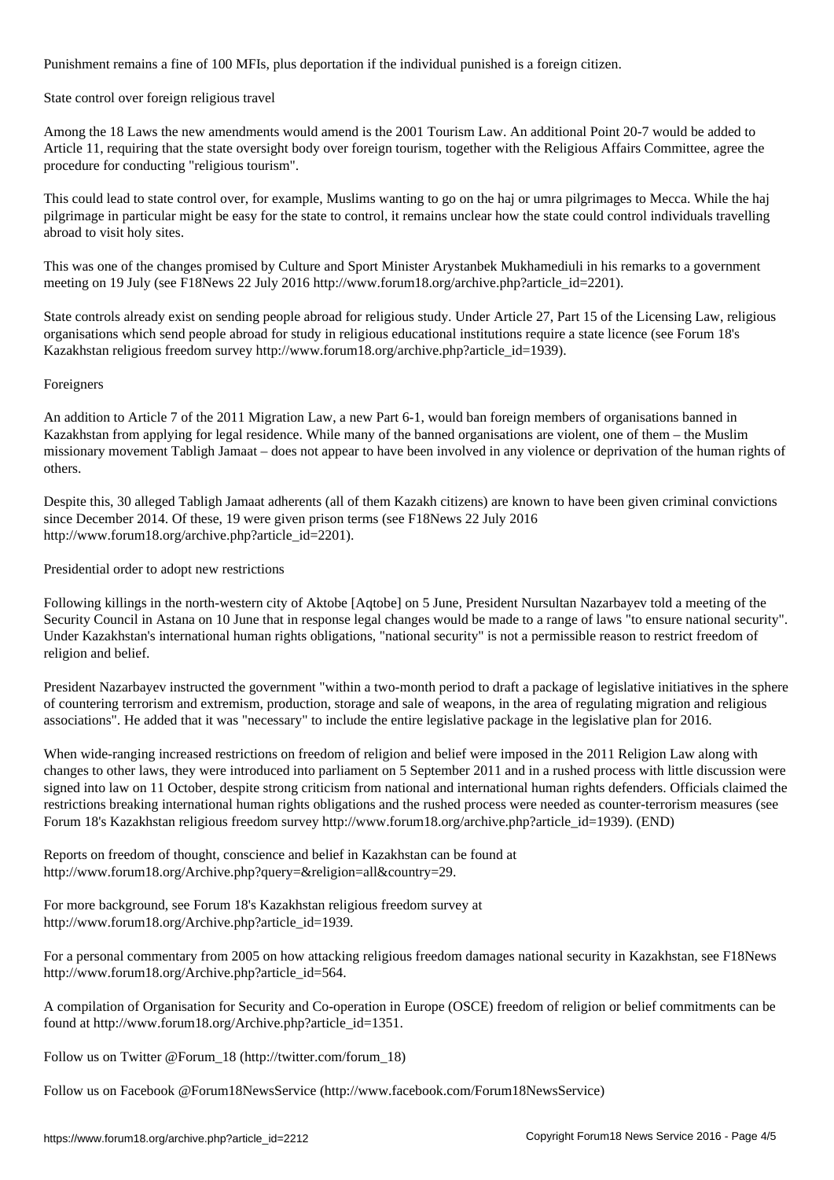Punishment remains a fine of 100 MFIs, plus deportation if the individual punished is a foreign citizen.

## State control over foreign religious travel

Among the 18 Laws the new amendments would amend is the 2001 Tourism Law. An additional Point 20-7 would be added to Article 11, requiring that the state oversight body over foreign tourism, together with the Religious Affairs Committee, agree the procedure for conducting "religious tourism".

This could lead to state control over, for example, Muslims wanting to go on the haj or umra pilgrimages to Mecca. While the haj pilgrimage in particular might be easy for the state to control, it remains unclear how the state could control individuals travelling abroad to visit holy sites.

This was one of the changes promised by Culture and Sport Minister Arystanbek Mukhamediuli in his remarks to a government meeting on 19 July (see F18News 22 July 2016 http://www.forum18.org/archive.php?article_id=2201).

State controls already exist on sending people abroad for religious study. Under Article 27, Part 15 of the Licensing Law, religious organisations which send people abroad for study in religious educational institutions require a state licence (see Forum 18's Kazakhstan religious freedom survey http://www.forum18.org/archive.php?article_id=1939).

## Foreigners

An addition to Article 7 of the 2011 Migration Law, a new Part 6-1, would ban foreign members of organisations banned in Kazakhstan from applying for legal residence. While many of the banned organisations are violent, one of them – the Muslim missionary movement Tabligh Jamaat – does not appear to have been involved in any violence or deprivation of the human rights of others.

Despite this, 30 alleged Tabligh Jamaat adherents (all of them Kazakh citizens) are known to have been given criminal convictions since December 2014. Of these, 19 were given prison terms (see F18News 22 July 2016 http://www.forum18.org/archive.php?article_id=2201).

## Presidential order to adopt new restrictions

Following killings in the north-western city of Aktobe [Aqtobe] on 5 June, President Nursultan Nazarbayev told a meeting of the Security Council in Astana on 10 June that in response legal changes would be made to a range of laws "to ensure national security". Under Kazakhstan's international human rights obligations, "national security" is not a permissible reason to restrict freedom of religion and belief.

President Nazarbayev instructed the government "within a two-month period to draft a package of legislative initiatives in the sphere of countering terrorism and extremism, production, storage and sale of weapons, in the area of regulating migration and religious associations". He added that it was "necessary" to include the entire legislative package in the legislative plan for 2016.

When wide-ranging increased restrictions on freedom of religion and belief were imposed in the 2011 Religion Law along with changes to other laws, they were introduced into parliament on 5 September 2011 and in a rushed process with little discussion were signed into law on 11 October, despite strong criticism from national and international human rights defenders. Officials claimed the restrictions breaking international human rights obligations and the rushed process were needed as counter-terrorism measures (see Forum 18's Kazakhstan religious freedom survey http://www.forum18.org/archive.php?article_id=1939). (END)

Reports on freedom of thought, conscience and belief in Kazakhstan can be found at http://www.forum18.org/Archive.php?query=&religion=all&country=29.

For more background, see Forum 18's Kazakhstan religious freedom survey at http://www.forum18.org/Archive.php?article_id=1939.

For a personal commentary from 2005 on how attacking religious freedom damages national security in Kazakhstan, see F18News http://www.forum18.org/Archive.php?article_id=564.

A compilation of Organisation for Security and Co-operation in Europe (OSCE) freedom of religion or belief commitments can be found at http://www.forum18.org/Archive.php?article_id=1351.

Follow us on Twitter @Forum_18 (http://twitter.com/forum_18)

Follow us on Facebook @Forum18NewsService (http://www.facebook.com/Forum18NewsService)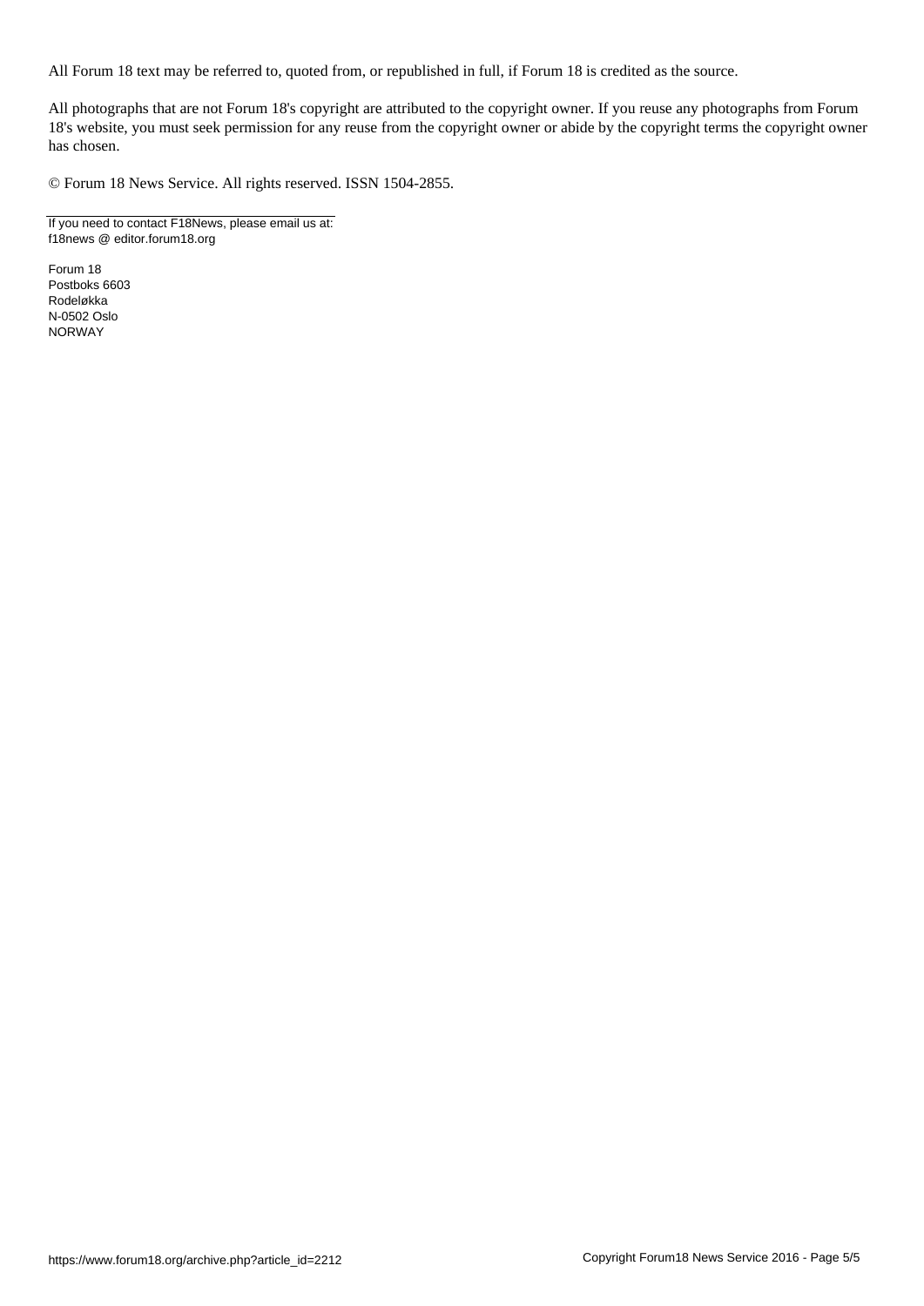All Forum 18 text may be referred to, quoted from, or republished in full, if Forum 18 is credited as the source.

All photographs that are not Forum 18's copyright are attributed to the copyright owner. If you reuse any photographs from Forum 18's website, you must seek permission for any reuse from the copyright owner or abide by the copyright terms the copyright owner has chosen.

© Forum 18 News Service. All rights reserved. ISSN 1504-2855.

---

If you need to contact F18News, please email us at:
f18news @ editor.forum18.org

Forum 18
Postboks 6603
Rodeløkka
N-0502 Oslo
NORWAY